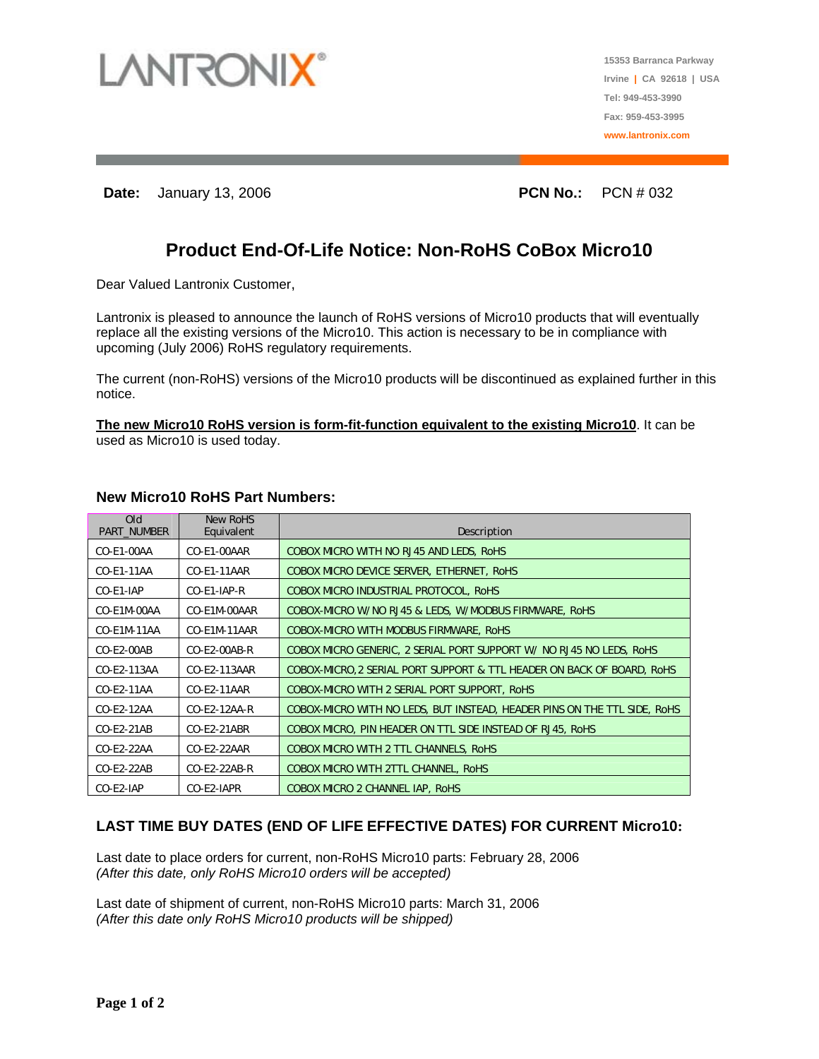LANTRONIX®

15353 Barranca Parkway
Irvine | CA 92618 | USA
Tel: 949-453-3990
Fax: 959-453-3995
www.lantronix.com

**Date:** January 13, 2006 **PCN No.:** PCN # 032

# Product End-Of-Life Notice: Non-RoHS CoBox Micro10

Dear Valued Lantronix Customer,

Lantronix is pleased to announce the launch of RoHS versions of Micro10 products that will eventually replace all the existing versions of the Micro10. This action is necessary to be in compliance with upcoming (July 2006) RoHS regulatory requirements.

The current (non-RoHS) versions of the Micro10 products will be discontinued as explained further in this notice.

**The new Micro10 RoHS version is form-fit-function equivalent to the existing Micro10**. It can be used as Micro10 is used today.

### New Micro10 RoHS Part Numbers:

| Old PART_NUMBER | New RoHS Equivalent | Description |
|---|---|---|
| CO-E1-00AA | CO-E1-00AAR | COBOX MICRO WITH NO RJ45 AND LEDS, RoHS |
| CO-E1-11AA | CO-E1-11AAR | COBOX MICRO DEVICE SERVER, ETHERNET, RoHS |
| CO-E1-IAP | CO-E1-IAP-R | COBOX MICRO INDUSTRIAL PROTOCOL, RoHS |
| CO-E1M-00AA | CO-E1M-00AAR | COBOX-MICRO W/ NO RJ45 & LEDS, W/ MODBUS FIRMWARE, RoHS |
| CO-E1M-11AA | CO-E1M-11AAR | COBOX-MICRO WITH MODBUS FIRMWARE, RoHS |
| CO-E2-00AB | CO-E2-00AB-R | COBOX MICRO GENERIC, 2 SERIAL PORT SUPPORT W/ NO RJ45 NO LEDS, RoHS |
| CO-E2-113AA | CO-E2-113AAR | COBOX-MICRO,2 SERIAL PORT SUPPORT & TTL HEADER ON BACK OF BOARD, RoHS |
| CO-E2-11AA | CO-E2-11AAR | COBOX-MICRO WITH 2 SERIAL PORT SUPPORT, RoHS |
| CO-E2-12AA | CO-E2-12AA-R | COBOX-MICRO WITH NO LEDS, BUT INSTEAD, HEADER PINS ON THE TTL SIDE, RoHS |
| CO-E2-21AB | CO-E2-21ABR | COBOX MICRO, PIN HEADER ON TTL SIDE INSTEAD OF RJ45, RoHS |
| CO-E2-22AA | CO-E2-22AAR | COBOX MICRO WITH 2 TTL CHANNELS, RoHS |
| CO-E2-22AB | CO-E2-22AB-R | COBOX MICRO WITH 2TTL CHANNEL, RoHS |
| CO-E2-IAP | CO-E2-IAPR | COBOX MICRO 2 CHANNEL IAP, RoHS |

### LAST TIME BUY DATES (END OF LIFE EFFECTIVE DATES) FOR CURRENT Micro10:

Last date to place orders for current, non-RoHS Micro10 parts: February 28, 2006
*(After this date, only RoHS Micro10 orders will be accepted)*

Last date of shipment of current, non-RoHS Micro10 parts: March 31, 2006
*(After this date only RoHS Micro10 products will be shipped)*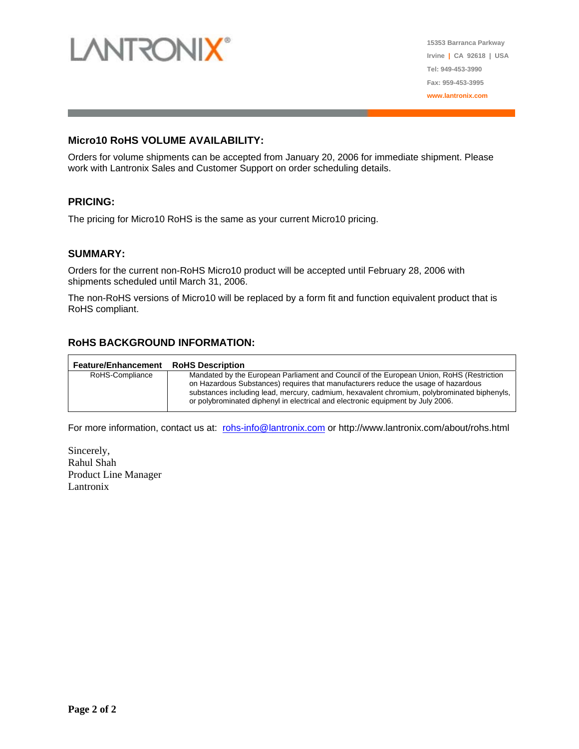LANTRONIX®

15353 Barranca Parkway
Irvine | CA 92618 | USA
Tel: 949-453-3990
Fax: 959-453-3995
www.lantronix.com

## Micro10 RoHS VOLUME AVAILABILITY:

Orders for volume shipments can be accepted from January 20, 2006 for immediate shipment. Please work with Lantronix Sales and Customer Support on order scheduling details.

## PRICING:

The pricing for Micro10 RoHS is the same as your current Micro10 pricing.

## SUMMARY:

Orders for the current non-RoHS Micro10 product will be accepted until February 28, 2006 with shipments scheduled until March 31, 2006.

The non-RoHS versions of Micro10 will be replaced by a form fit and function equivalent product that is RoHS compliant.

## RoHS BACKGROUND INFORMATION:

| Feature/Enhancement | RoHS Description |
|---|---|
| RoHS-Compliance | Mandated by the European Parliament and Council of the European Union, RoHS (Restriction on Hazardous Substances) requires that manufacturers reduce the usage of hazardous substances including lead, mercury, cadmium, hexavalent chromium, polybrominated biphenyls, or polybrominated diphenyl in electrical and electronic equipment by July 2006. |

For more information, contact us at: rohs-info@lantronix.com or http://www.lantronix.com/about/rohs.html

Sincerely,
Rahul Shah
Product Line Manager
Lantronix